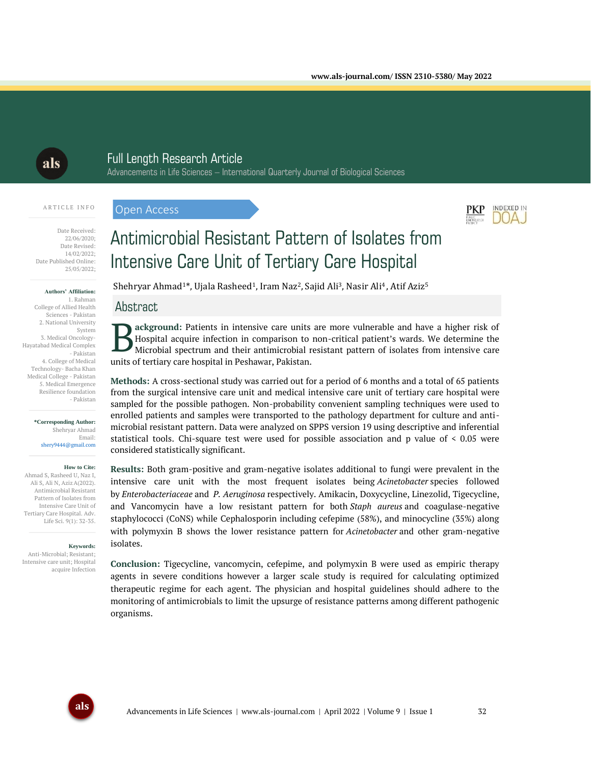Full Length Research Article

Advancements in Life Sciences – International Quarterly Journal of Biological Sciences

ARTICLE INFO

Date Received: 22/06/2020;
Date Revised: 14/02/2022;
Date Published Online: 25/05/2022;

**Authors' Affiliation:**
1. Rahman College of Allied Health Sciences - Pakistan
2. National University System
3. Medical Oncology- Hayatabad Medical Complex - Pakistan
4. College of Medical Technology- Bacha Khan Medical College - Pakistan
5. Medical Emergence Resilience foundation - Pakistan

**\*Corresponding Author:**
Shehryar Ahmad
Email: shery9444@gmail.com

**How to Cite:**
Ahmad S, Rasheed U, Naz I, Ali S, Ali N, Aziz A(2022). Antimicrobial Resistant Pattern of Isolates from Intensive Care Unit of Tertiary Care Hospital. Adv. Life Sci. 9(1): 32-35.

**Keywords:**
Anti-Microbial; Resistant; Intensive care unit; Hospital acquire Infection

Open Access

# Antimicrobial Resistant Pattern of Isolates from Intensive Care Unit of Tertiary Care Hospital

Shehryar Ahmad[1]\*, Ujala Rasheed[1], Iram Naz[2], Sajid Ali[3], Nasir Ali[4], Atif Aziz[5]

## Abstract

**Background:** Patients in intensive care units are more vulnerable and have a higher risk of Hospital acquire infection in comparison to non-critical patient's wards. We determine the Microbial spectrum and their antimicrobial resistant pattern of isolates from intensive care units of tertiary care hospital in Peshawar, Pakistan.

**Methods:** A cross-sectional study was carried out for a period of 6 months and a total of 65 patients from the surgical intensive care unit and medical intensive care unit of tertiary care hospital were sampled for the possible pathogen. Non-probability convenient sampling techniques were used to enrolled patients and samples were transported to the pathology department for culture and anti-microbial resistant pattern. Data were analyzed on SPPS version 19 using descriptive and inferential statistical tools. Chi-square test were used for possible association and p value of < 0.05 were considered statistically significant.

**Results:** Both gram-positive and gram-negative isolates additional to fungi were prevalent in the intensive care unit with the most frequent isolates being *Acinetobacter* species followed by *Enterobacteriaceae* and *P. Aeruginosa* respectively. Amikacin, Doxycycline, Linezolid, Tigecycline, and Vancomycin have a low resistant pattern for both *Staph aureus* and coagulase-negative staphylococci (CoNS) while Cephalosporin including cefepime (58%), and minocycline (35%) along with polymyxin B shows the lower resistance pattern for *Acinetobacter* and other gram-negative isolates.

**Conclusion:** Tigecycline, vancomycin, cefepime, and polymyxin B were used as empiric therapy agents in severe conditions however a larger scale study is required for calculating optimized therapeutic regime for each agent. The physician and hospital guidelines should adhere to the monitoring of antimicrobials to limit the upsurge of resistance patterns among different pathogenic organisms.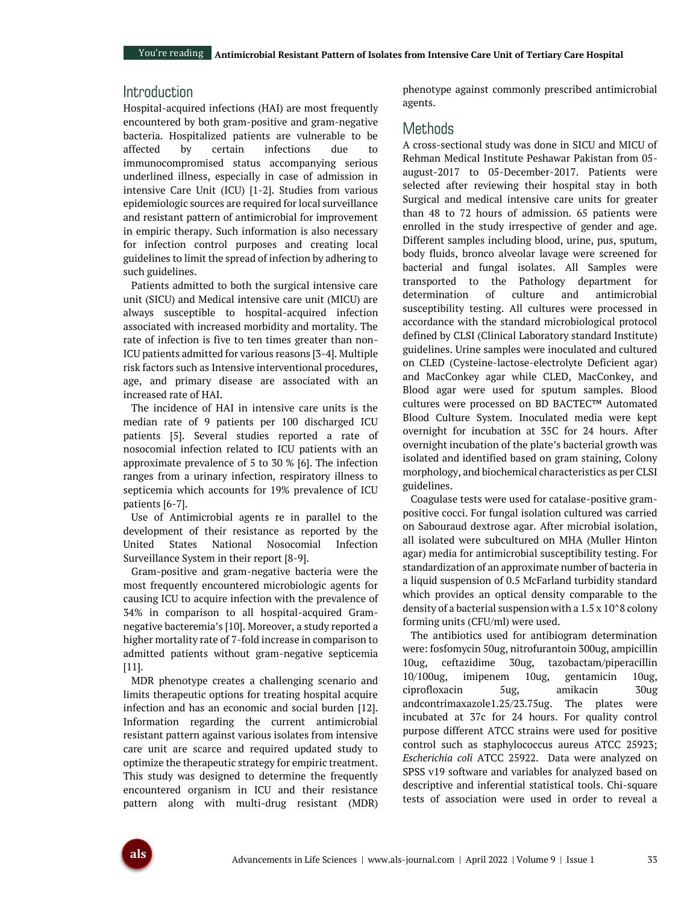## Introduction

Hospital-acquired infections (HAI) are most frequently encountered by both gram-positive and gram-negative bacteria. Hospitalized patients are vulnerable to be affected by certain infections due to immunocompromised status accompanying serious underlined illness, especially in case of admission in intensive Care Unit (ICU) [1-2]. Studies from various epidemiologic sources are required for local surveillance and resistant pattern of antimicrobial for improvement in empiric therapy. Such information is also necessary for infection control purposes and creating local guidelines to limit the spread of infection by adhering to such guidelines.

Patients admitted to both the surgical intensive care unit (SICU) and Medical intensive care unit (MICU) are always susceptible to hospital-acquired infection associated with increased morbidity and mortality. The rate of infection is five to ten times greater than non-ICU patients admitted for various reasons [3-4]. Multiple risk factors such as Intensive interventional procedures, age, and primary disease are associated with an increased rate of HAI.

The incidence of HAI in intensive care units is the median rate of 9 patients per 100 discharged ICU patients [5]. Several studies reported a rate of nosocomial infection related to ICU patients with an approximate prevalence of 5 to 30 % [6]. The infection ranges from a urinary infection, respiratory illness to septicemia which accounts for 19% prevalence of ICU patients [6-7].

Use of Antimicrobial agents re in parallel to the development of their resistance as reported by the United States National Nosocomial Infection Surveillance System in their report [8-9].

Gram-positive and gram-negative bacteria were the most frequently encountered microbiologic agents for causing ICU to acquire infection with the prevalence of 34% in comparison to all hospital-acquired Gram-negative bacteremia's [10]. Moreover, a study reported a higher mortality rate of 7-fold increase in comparison to admitted patients without gram-negative septicemia [11].

MDR phenotype creates a challenging scenario and limits therapeutic options for treating hospital acquire infection and has an economic and social burden [12]. Information regarding the current antimicrobial resistant pattern against various isolates from intensive care unit are scarce and required updated study to optimize the therapeutic strategy for empiric treatment. This study was designed to determine the frequently encountered organism in ICU and their resistance pattern along with multi-drug resistant (MDR) phenotype against commonly prescribed antimicrobial agents.

## Methods

A cross-sectional study was done in SICU and MICU of Rehman Medical Institute Peshawar Pakistan from 05-august-2017 to 05-December-2017. Patients were selected after reviewing their hospital stay in both Surgical and medical intensive care units for greater than 48 to 72 hours of admission. 65 patients were enrolled in the study irrespective of gender and age. Different samples including blood, urine, pus, sputum, body fluids, bronco alveolar lavage were screened for bacterial and fungal isolates. All Samples were transported to the Pathology department for determination of culture and antimicrobial susceptibility testing. All cultures were processed in accordance with the standard microbiological protocol defined by CLSI (Clinical Laboratory standard Institute) guidelines. Urine samples were inoculated and cultured on CLED (Cysteine-lactose-electrolyte Deficient agar) and MacConkey agar while CLED, MacConkey, and Blood agar were used for sputum samples. Blood cultures were processed on BD BACTEC™ Automated Blood Culture System. Inoculated media were kept overnight for incubation at 35C for 24 hours. After overnight incubation of the plate's bacterial growth was isolated and identified based on gram staining, Colony morphology, and biochemical characteristics as per CLSI guidelines.

Coagulase tests were used for catalase-positive gram-positive cocci. For fungal isolation cultured was carried on Sabouraud dextrose agar. After microbial isolation, all isolated were subcultured on MHA (Muller Hinton agar) media for antimicrobial susceptibility testing. For standardization of an approximate number of bacteria in a liquid suspension of 0.5 McFarland turbidity standard which provides an optical density comparable to the density of a bacterial suspension with a 1.5 x 10^8 colony forming units (CFU/ml) were used.

The antibiotics used for antibiogram determination were: fosfomycin 50ug, nitrofurantoin 300ug, ampicillin 10ug, ceftazidime 30ug, tazobactam/piperacillin 10/100ug, imipenem 10ug, gentamicin 10ug, ciprofloxacin 5ug, amikacin 30ug andcontrimaxazole1.25/23.75ug. The plates were incubated at 37c for 24 hours. For quality control purpose different ATCC strains were used for positive control such as staphylococcus aureus ATCC 25923; *Escherichia coli* ATCC 25922. Data were analyzed on SPSS v19 software and variables for analyzed based on descriptive and inferential statistical tools. Chi-square tests of association were used in order to reveal a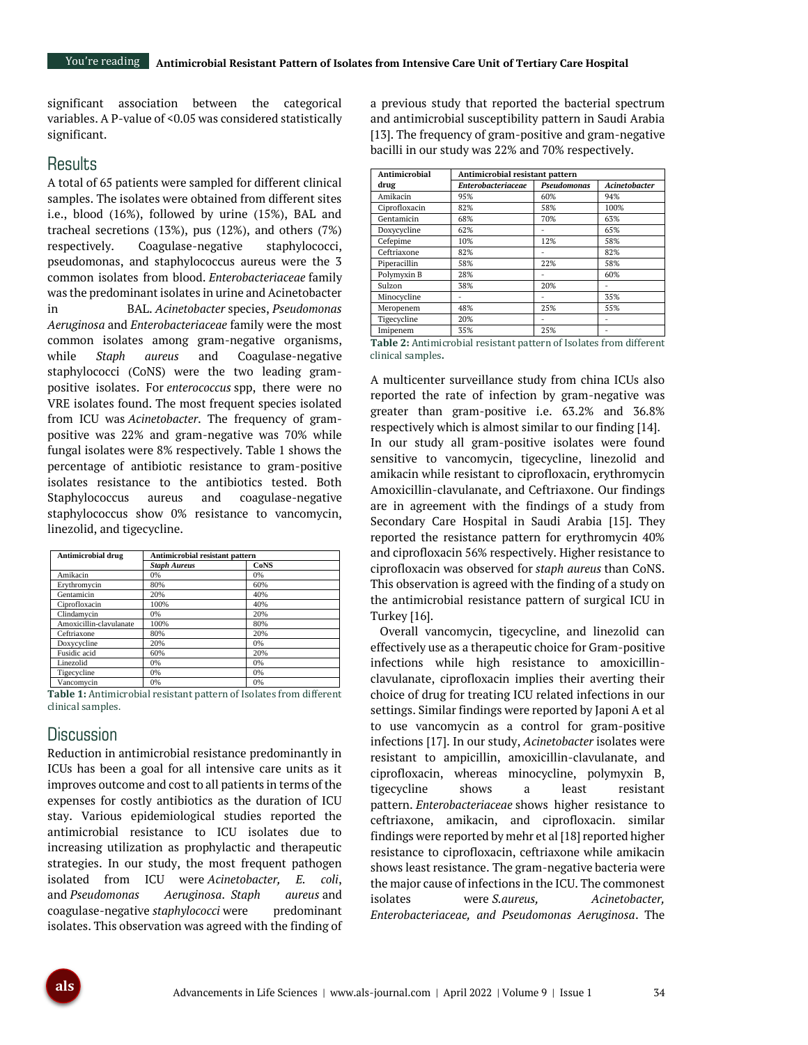significant association between the categorical variables. A P-value of <0.05 was considered statistically significant.

## Results

A total of 65 patients were sampled for different clinical samples. The isolates were obtained from different sites i.e., blood (16%), followed by urine (15%), BAL and tracheal secretions (13%), pus (12%), and others (7%) respectively. Coagulase-negative staphylococci, pseudomonas, and staphylococcus aureus were the 3 common isolates from blood. *Enterobacteriaceae* family was the predominant isolates in urine and Acinetobacter in BAL. *Acinetobacter* species, *Pseudomonas Aeruginosa* and *Enterobacteriaceae* family were the most common isolates among gram-negative organisms, while *Staph aureus* and Coagulase-negative staphylococci (CoNS) were the two leading gram-positive isolates. For *enterococcus* spp, there were no VRE isolates found. The most frequent species isolated from ICU was *Acinetobacter*. The frequency of gram-positive was 22% and gram-negative was 70% while fungal isolates were 8% respectively. Table 1 shows the percentage of antibiotic resistance to gram-positive isolates resistance to the antibiotics tested. Both Staphylococcus aureus and coagulase-negative staphylococcus show 0% resistance to vancomycin, linezolid, and tigecycline.

| Antimicrobial drug | Antimicrobial resistant pattern | |
|---|---|---|
| | *Staph Aureus* | CoNS |
| Amikacin | 0% | 0% |
| Erythromycin | 80% | 60% |
| Gentamicin | 20% | 40% |
| Ciprofloxacin | 100% | 40% |
| Clindamycin | 0% | 20% |
| Amoxicillin-clavulanate | 100% | 80% |
| Ceftriaxone | 80% | 20% |
| Doxycycline | 20% | 0% |
| Fusidic acid | 60% | 20% |
| Linezolid | 0% | 0% |
| Tigecycline | 0% | 0% |
| Vancomycin | 0% | 0% |

**Table 1:** Antimicrobial resistant pattern of Isolates from different clinical samples.

## Discussion

Reduction in antimicrobial resistance predominantly in ICUs has been a goal for all intensive care units as it improves outcome and cost to all patients in terms of the expenses for costly antibiotics as the duration of ICU stay. Various epidemiological studies reported the antimicrobial resistance to ICU isolates due to increasing utilization as prophylactic and therapeutic strategies. In our study, the most frequent pathogen isolated from ICU were *Acinetobacter, E. coli*, and *Pseudomonas Aeruginosa*. *Staph aureus* and coagulase-negative *staphylococci* were predominant isolates. This observation was agreed with the finding of a previous study that reported the bacterial spectrum and antimicrobial susceptibility pattern in Saudi Arabia [13]. The frequency of gram-positive and gram-negative bacilli in our study was 22% and 70% respectively.

| Antimicrobial drug | Antimicrobial resistant pattern | | |
|---|---|---|---|
| | *Enterobacteriaceae* | *Pseudomonas* | *Acinetobacter* |
| Amikacin | 95% | 60% | 94% |
| Ciprofloxacin | 82% | 58% | 100% |
| Gentamicin | 68% | 70% | 63% |
| Doxycycline | 62% | - | 65% |
| Cefepime | 10% | 12% | 58% |
| Ceftriaxone | 82% | - | 82% |
| Piperacillin | 58% | 22% | 58% |
| Polymyxin B | 28% | - | 60% |
| Sulzon | 38% | 20% | - |
| Minocycline | - | - | 35% |
| Meropenem | 48% | 25% | 55% |
| Tigecycline | 20% | - | - |
| Imipenem | 35% | 25% | - |

**Table 2:** Antimicrobial resistant pattern of Isolates from different clinical samples.

A multicenter surveillance study from china ICUs also reported the rate of infection by gram-negative was greater than gram-positive i.e. 63.2% and 36.8% respectively which is almost similar to our finding [14]. In our study all gram-positive isolates were found sensitive to vancomycin, tigecycline, linezolid and amikacin while resistant to ciprofloxacin, erythromycin Amoxicillin-clavulanate, and Ceftriaxone. Our findings are in agreement with the findings of a study from Secondary Care Hospital in Saudi Arabia [15]. They reported the resistance pattern for erythromycin 40% and ciprofloxacin 56% respectively. Higher resistance to ciprofloxacin was observed for *staph aureus* than CoNS. This observation is agreed with the finding of a study on the antimicrobial resistance pattern of surgical ICU in Turkey [16].

Overall vancomycin, tigecycline, and linezolid can effectively use as a therapeutic choice for Gram-positive infections while high resistance to amoxicillin-clavulanate, ciprofloxacin implies their averting their choice of drug for treating ICU related infections in our settings. Similar findings were reported by Japoni A et al to use vancomycin as a control for gram-positive infections [17]. In our study, *Acinetobacter* isolates were resistant to ampicillin, amoxicillin-clavulanate, and ciprofloxacin, whereas minocycline, polymyxin B, tigecycline shows a least resistant pattern. *Enterobacteriaceae* shows higher resistance to ceftriaxone, amikacin, and ciprofloxacin. similar findings were reported by mehr et al [18] reported higher resistance to ciprofloxacin, ceftriaxone while amikacin shows least resistance. The gram-negative bacteria were the major cause of infections in the ICU. The commonest isolates were *S.aureus, Acinetobacter, Enterobacteriaceae, and Pseudomonas Aeruginosa*. The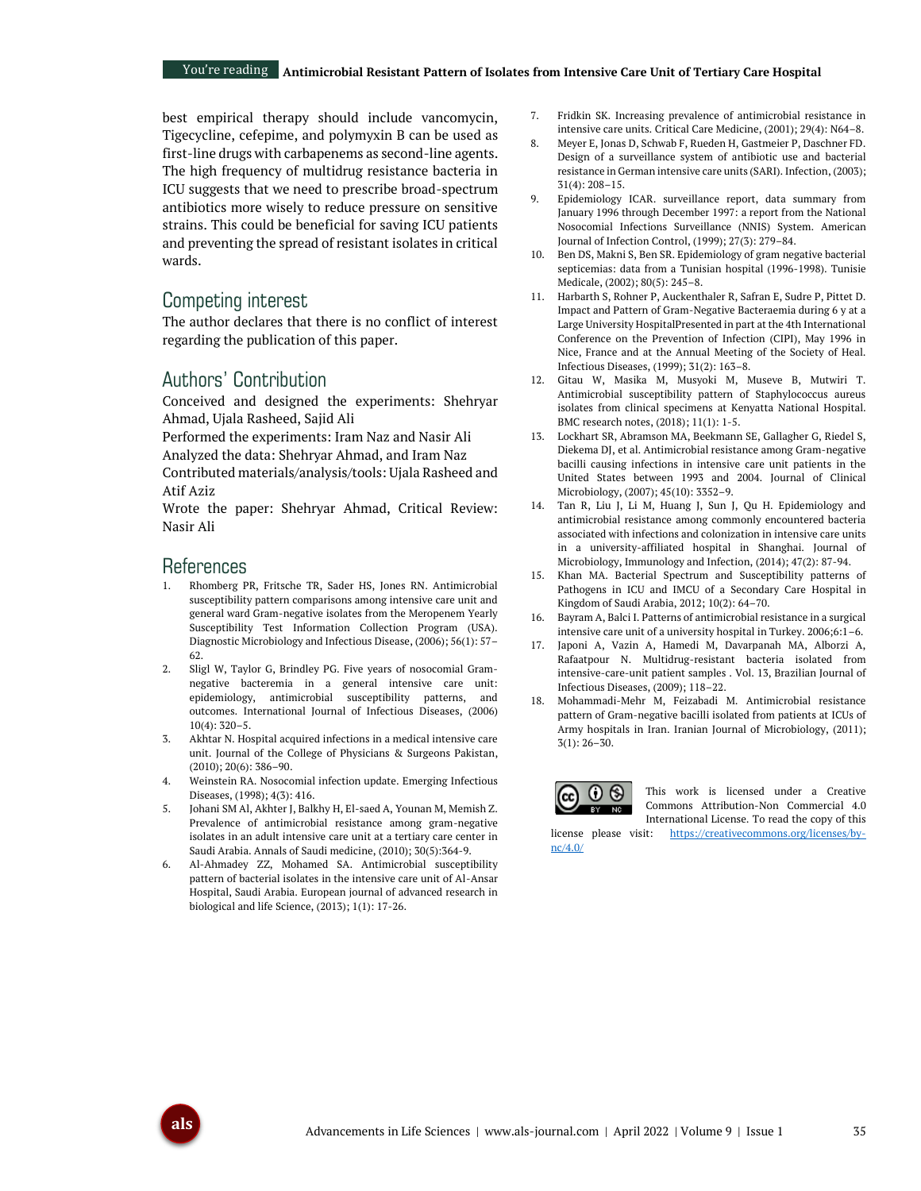best empirical therapy should include vancomycin, Tigecycline, cefepime, and polymyxin B can be used as first-line drugs with carbapenems as second-line agents. The high frequency of multidrug resistance bacteria in ICU suggests that we need to prescribe broad-spectrum antibiotics more wisely to reduce pressure on sensitive strains. This could be beneficial for saving ICU patients and preventing the spread of resistant isolates in critical wards.

## Competing interest

The author declares that there is no conflict of interest regarding the publication of this paper.

## Authors' Contribution

Conceived and designed the experiments: Shehryar Ahmad, Ujala Rasheed, Sajid Ali
Performed the experiments: Iram Naz and Nasir Ali
Analyzed the data: Shehryar Ahmad, and Iram Naz
Contributed materials/analysis/tools: Ujala Rasheed and Atif Aziz
Wrote the paper: Shehryar Ahmad, Critical Review: Nasir Ali

## References

1. Rhomberg PR, Fritsche TR, Sader HS, Jones RN. Antimicrobial susceptibility pattern comparisons among intensive care unit and general ward Gram-negative isolates from the Meropenem Yearly Susceptibility Test Information Collection Program (USA). Diagnostic Microbiology and Infectious Disease, (2006); 56(1): 57–62.
2. Sligl W, Taylor G, Brindley PG. Five years of nosocomial Gram-negative bacteremia in a general intensive care unit: epidemiology, antimicrobial susceptibility patterns, and outcomes. International Journal of Infectious Diseases, (2006) 10(4): 320–5.
3. Akhtar N. Hospital acquired infections in a medical intensive care unit. Journal of the College of Physicians & Surgeons Pakistan, (2010); 20(6): 386–90.
4. Weinstein RA. Nosocomial infection update. Emerging Infectious Diseases, (1998); 4(3): 416.
5. Johani SM Al, Akhter J, Balkhy H, El-saed A, Younan M, Memish Z. Prevalence of antimicrobial resistance among gram-negative isolates in an adult intensive care unit at a tertiary care center in Saudi Arabia. Annals of Saudi medicine, (2010); 30(5):364-9.
6. Al-Ahmadey ZZ, Mohamed SA. Antimicrobial susceptibility pattern of bacterial isolates in the intensive care unit of Al-Ansar Hospital, Saudi Arabia. European journal of advanced research in biological and life Science, (2013); 1(1): 17-26.
7. Fridkin SK. Increasing prevalence of antimicrobial resistance in intensive care units. Critical Care Medicine, (2001); 29(4): N64–8.
8. Meyer E, Jonas D, Schwab F, Rueden H, Gastmeier P, Daschner FD. Design of a surveillance system of antibiotic use and bacterial resistance in German intensive care units (SARI). Infection, (2003); 31(4): 208–15.
9. Epidemiology ICAR. surveillance report, data summary from January 1996 through December 1997: a report from the National Nosocomial Infections Surveillance (NNIS) System. American Journal of Infection Control, (1999); 27(3): 279–84.
10. Ben DS, Makni S, Ben SR. Epidemiology of gram negative bacterial septicemias: data from a Tunisian hospital (1996-1998). Tunisie Medicale, (2002); 80(5): 245–8.
11. Harbarth S, Rohner P, Auckenthaler R, Safran E, Sudre P, Pittet D. Impact and Pattern of Gram-Negative Bacteraemia during 6 y at a Large University HospitalPresented in part at the 4th International Conference on the Prevention of Infection (CIPI), May 1996 in Nice, France and at the Annual Meeting of the Society of Heal. Infectious Diseases, (1999); 31(2): 163–8.
12. Gitau W, Masika M, Musyoki M, Museve B, Mutwiri T. Antimicrobial susceptibility pattern of Staphylococcus aureus isolates from clinical specimens at Kenyatta National Hospital. BMC research notes, (2018); 11(1): 1-5.
13. Lockhart SR, Abramson MA, Beekmann SE, Gallagher G, Riedel S, Diekema DJ, et al. Antimicrobial resistance among Gram-negative bacilli causing infections in intensive care unit patients in the United States between 1993 and 2004. Journal of Clinical Microbiology, (2007); 45(10): 3352–9.
14. Tan R, Liu J, Li M, Huang J, Sun J, Qu H. Epidemiology and antimicrobial resistance among commonly encountered bacteria associated with infections and colonization in intensive care units in a university-affiliated hospital in Shanghai. Journal of Microbiology, Immunology and Infection, (2014); 47(2): 87-94.
15. Khan MA. Bacterial Spectrum and Susceptibility patterns of Pathogens in ICU and IMCU of a Secondary Care Hospital in Kingdom of Saudi Arabia, 2012; 10(2): 64–70.
16. Bayram A, Balci I. Patterns of antimicrobial resistance in a surgical intensive care unit of a university hospital in Turkey. 2006;6:1–6.
17. Japoni A, Vazin A, Hamedi M, Davarpanah MA, Alborzi A, Rafaatpour N. Multidrug-resistant bacteria isolated from intensive-care-unit patient samples . Vol. 13, Brazilian Journal of Infectious Diseases, (2009); 118–22.
18. Mohammadi-Mehr M, Feizabadi M. Antimicrobial resistance pattern of Gram-negative bacilli isolated from patients at ICUs of Army hospitals in Iran. Iranian Journal of Microbiology, (2011); 3(1): 26–30.

This work is licensed under a Creative Commons Attribution-Non Commercial 4.0 International License. To read the copy of this license please visit: https://creativecommons.org/licenses/by-nc/4.0/